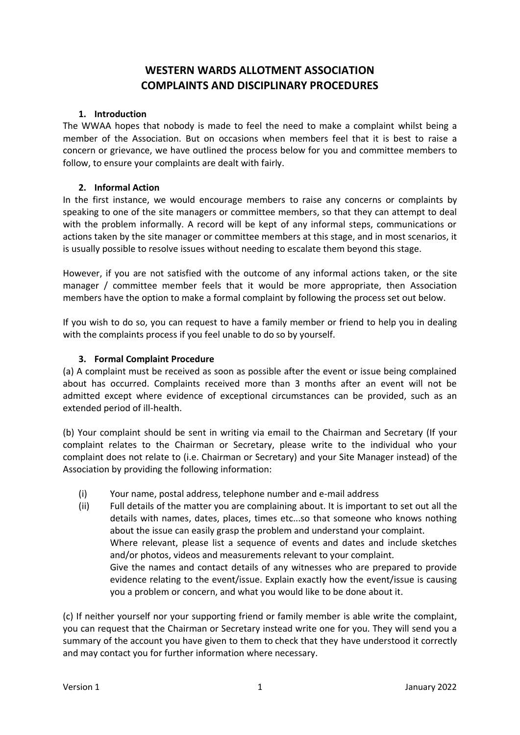# WESTERN WARDS ALLOTMENT ASSOCIATION
# COMPLAINTS AND DISCIPLINARY PROCEDURES

## 1. Introduction

The WWAA hopes that nobody is made to feel the need to make a complaint whilst being a member of the Association. But on occasions when members feel that it is best to raise a concern or grievance, we have outlined the process below for you and committee members to follow, to ensure your complaints are dealt with fairly.

## 2. Informal Action

In the first instance, we would encourage members to raise any concerns or complaints by speaking to one of the site managers or committee members, so that they can attempt to deal with the problem informally. A record will be kept of any informal steps, communications or actions taken by the site manager or committee members at this stage, and in most scenarios, it is usually possible to resolve issues without needing to escalate them beyond this stage.

However, if you are not satisfied with the outcome of any informal actions taken, or the site manager / committee member feels that it would be more appropriate, then Association members have the option to make a formal complaint by following the process set out below.

If you wish to do so, you can request to have a family member or friend to help you in dealing with the complaints process if you feel unable to do so by yourself.

## 3. Formal Complaint Procedure

(a) A complaint must be received as soon as possible after the event or issue being complained about has occurred. Complaints received more than 3 months after an event will not be admitted except where evidence of exceptional circumstances can be provided, such as an extended period of ill-health.

(b) Your complaint should be sent in writing via email to the Chairman and Secretary (If your complaint relates to the Chairman or Secretary, please write to the individual who your complaint does not relate to (i.e. Chairman or Secretary) and your Site Manager instead) of the Association by providing the following information:

(i) Your name, postal address, telephone number and e-mail address

(ii) Full details of the matter you are complaining about. It is important to set out all the details with names, dates, places, times etc...so that someone who knows nothing about the issue can easily grasp the problem and understand your complaint.
Where relevant, please list a sequence of events and dates and include sketches and/or photos, videos and measurements relevant to your complaint.
Give the names and contact details of any witnesses who are prepared to provide evidence relating to the event/issue. Explain exactly how the event/issue is causing you a problem or concern, and what you would like to be done about it.

(c) If neither yourself nor your supporting friend or family member is able write the complaint, you can request that the Chairman or Secretary instead write one for you. They will send you a summary of the account you have given to them to check that they have understood it correctly and may contact you for further information where necessary.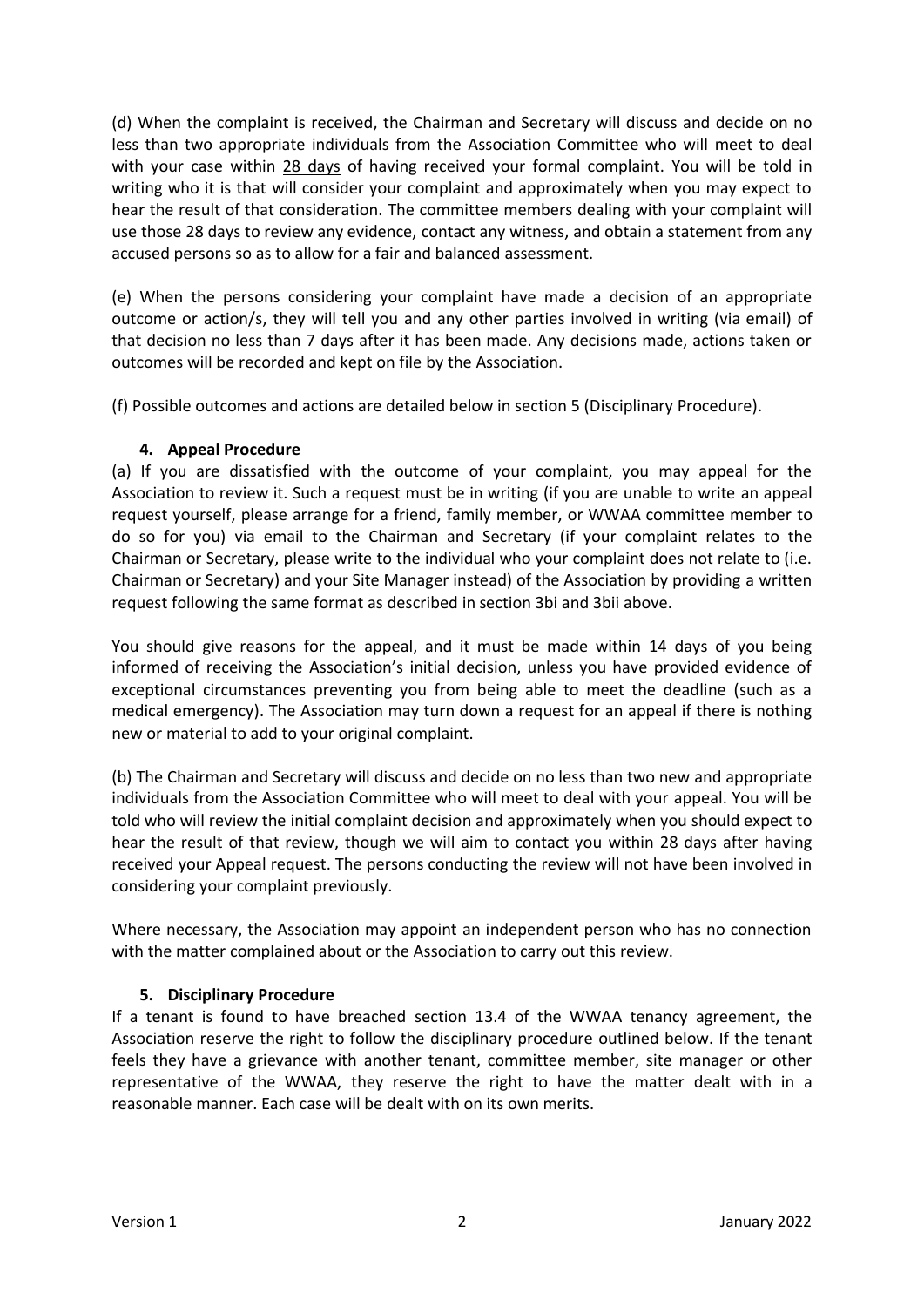(d) When the complaint is received, the Chairman and Secretary will discuss and decide on no less than two appropriate individuals from the Association Committee who will meet to deal with your case within 28 days of having received your formal complaint. You will be told in writing who it is that will consider your complaint and approximately when you may expect to hear the result of that consideration. The committee members dealing with your complaint will use those 28 days to review any evidence, contact any witness, and obtain a statement from any accused persons so as to allow for a fair and balanced assessment.

(e) When the persons considering your complaint have made a decision of an appropriate outcome or action/s, they will tell you and any other parties involved in writing (via email) of that decision no less than 7 days after it has been made. Any decisions made, actions taken or outcomes will be recorded and kept on file by the Association.

(f) Possible outcomes and actions are detailed below in section 5 (Disciplinary Procedure).

### 4. Appeal Procedure

(a) If you are dissatisfied with the outcome of your complaint, you may appeal for the Association to review it. Such a request must be in writing (if you are unable to write an appeal request yourself, please arrange for a friend, family member, or WWAA committee member to do so for you) via email to the Chairman and Secretary (if your complaint relates to the Chairman or Secretary, please write to the individual who your complaint does not relate to (i.e. Chairman or Secretary) and your Site Manager instead) of the Association by providing a written request following the same format as described in section 3bi and 3bii above.

You should give reasons for the appeal, and it must be made within 14 days of you being informed of receiving the Association's initial decision, unless you have provided evidence of exceptional circumstances preventing you from being able to meet the deadline (such as a medical emergency). The Association may turn down a request for an appeal if there is nothing new or material to add to your original complaint.

(b) The Chairman and Secretary will discuss and decide on no less than two new and appropriate individuals from the Association Committee who will meet to deal with your appeal. You will be told who will review the initial complaint decision and approximately when you should expect to hear the result of that review, though we will aim to contact you within 28 days after having received your Appeal request. The persons conducting the review will not have been involved in considering your complaint previously.

Where necessary, the Association may appoint an independent person who has no connection with the matter complained about or the Association to carry out this review.

### 5. Disciplinary Procedure

If a tenant is found to have breached section 13.4 of the WWAA tenancy agreement, the Association reserve the right to follow the disciplinary procedure outlined below. If the tenant feels they have a grievance with another tenant, committee member, site manager or other representative of the WWAA, they reserve the right to have the matter dealt with in a reasonable manner. Each case will be dealt with on its own merits.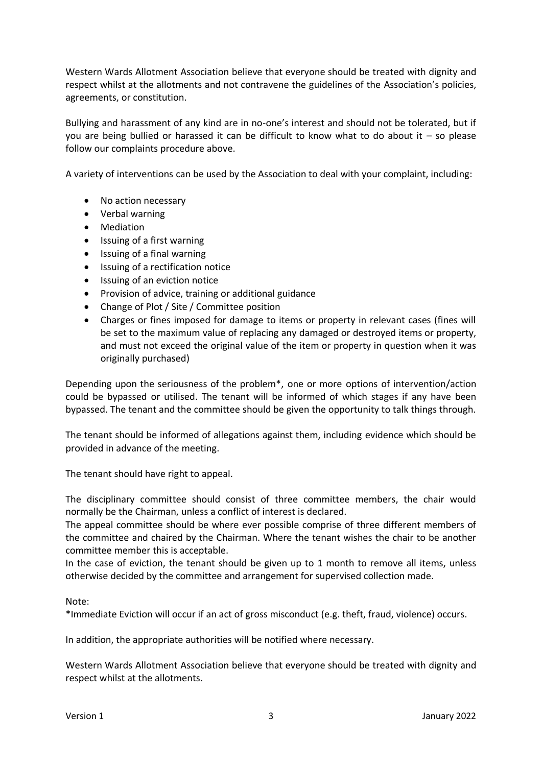Western Wards Allotment Association believe that everyone should be treated with dignity and respect whilst at the allotments and not contravene the guidelines of the Association's policies, agreements, or constitution.

Bullying and harassment of any kind are in no-one's interest and should not be tolerated, but if you are being bullied or harassed it can be difficult to know what to do about it – so please follow our complaints procedure above.

A variety of interventions can be used by the Association to deal with your complaint, including:

- No action necessary
- Verbal warning
- Mediation
- Issuing of a first warning
- Issuing of a final warning
- Issuing of a rectification notice
- Issuing of an eviction notice
- Provision of advice, training or additional guidance
- Change of Plot / Site / Committee position
- Charges or fines imposed for damage to items or property in relevant cases (fines will be set to the maximum value of replacing any damaged or destroyed items or property, and must not exceed the original value of the item or property in question when it was originally purchased)

Depending upon the seriousness of the problem*, one or more options of intervention/action could be bypassed or utilised. The tenant will be informed of which stages if any have been bypassed. The tenant and the committee should be given the opportunity to talk things through.

The tenant should be informed of allegations against them, including evidence which should be provided in advance of the meeting.

The tenant should have right to appeal.

The disciplinary committee should consist of three committee members, the chair would normally be the Chairman, unless a conflict of interest is declared.
The appeal committee should be where ever possible comprise of three different members of the committee and chaired by the Chairman. Where the tenant wishes the chair to be another committee member this is acceptable.
In the case of eviction, the tenant should be given up to 1 month to remove all items, unless otherwise decided by the committee and arrangement for supervised collection made.

Note:
*Immediate Eviction will occur if an act of gross misconduct (e.g. theft, fraud, violence) occurs.

In addition, the appropriate authorities will be notified where necessary.

Western Wards Allotment Association believe that everyone should be treated with dignity and respect whilst at the allotments.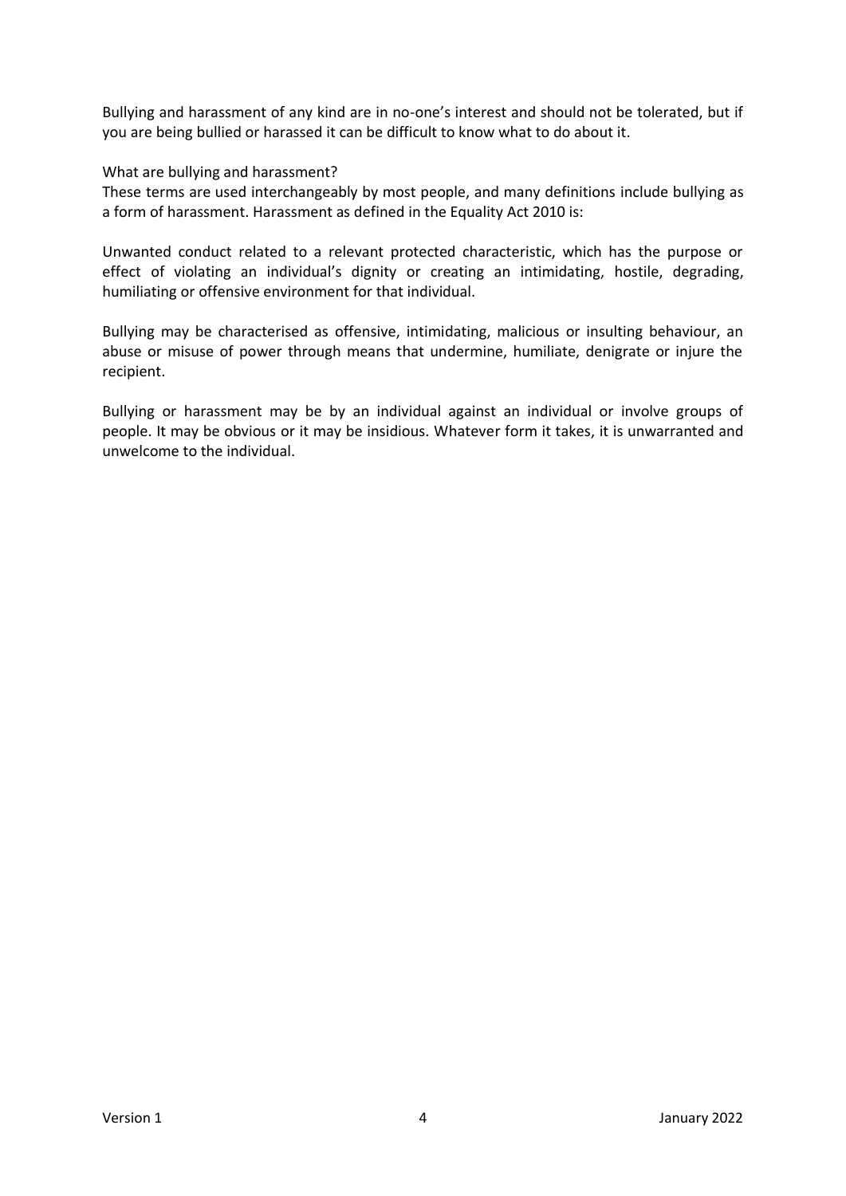Bullying and harassment of any kind are in no-one's interest and should not be tolerated, but if you are being bullied or harassed it can be difficult to know what to do about it.

What are bullying and harassment?

These terms are used interchangeably by most people, and many definitions include bullying as a form of harassment. Harassment as defined in the Equality Act 2010 is:

Unwanted conduct related to a relevant protected characteristic, which has the purpose or effect of violating an individual's dignity or creating an intimidating, hostile, degrading, humiliating or offensive environment for that individual.

Bullying may be characterised as offensive, intimidating, malicious or insulting behaviour, an abuse or misuse of power through means that undermine, humiliate, denigrate or injure the recipient.

Bullying or harassment may be by an individual against an individual or involve groups of people. It may be obvious or it may be insidious. Whatever form it takes, it is unwarranted and unwelcome to the individual.